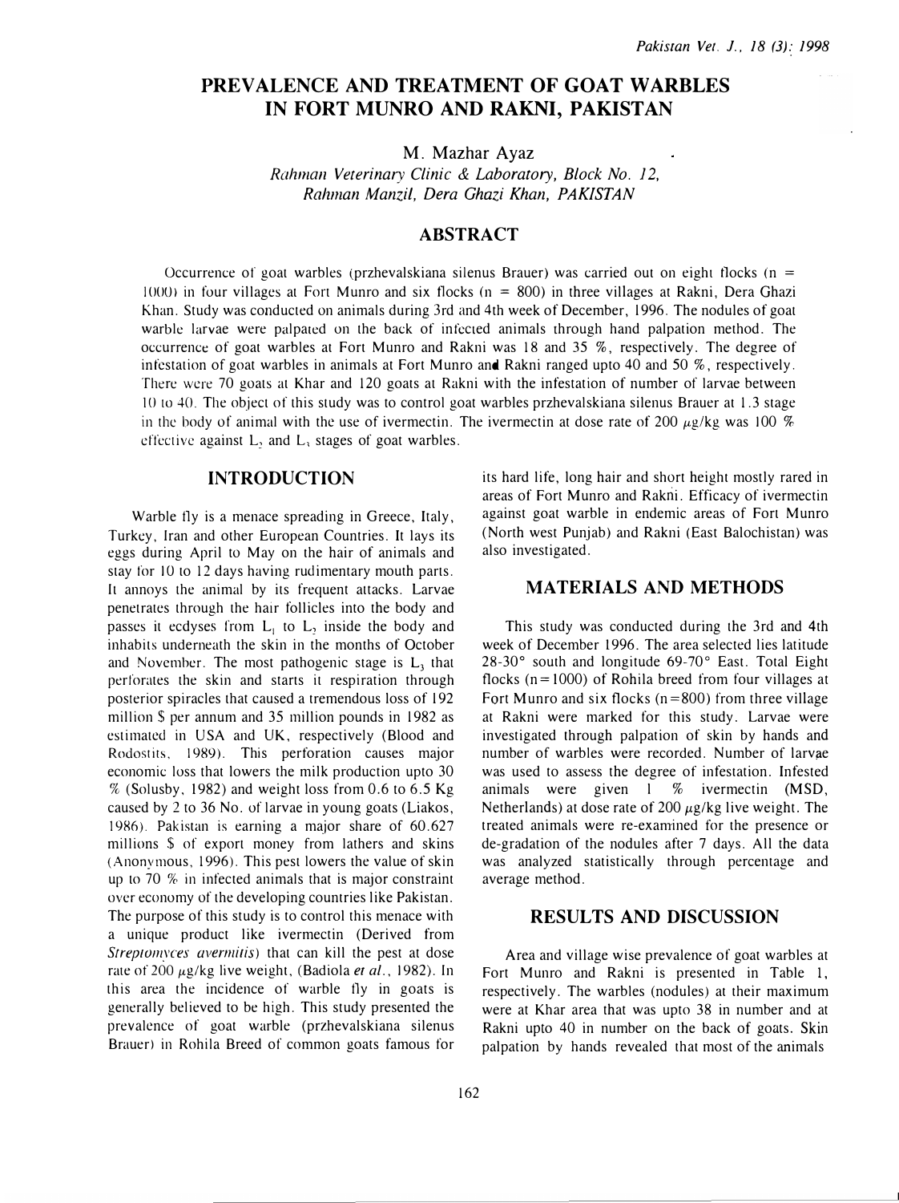# PREVALENCE AND TREATMENT OF GOAT WARBLES IN FORT MUNRO AND RAKNI, PAKISTAN

M. Mazhar Ayaz

*Rahman Veterinary Clinic & Laboratory, Block No. 12, Rahman Manzil, Dera Ghazi Khan, PAKISTAN*

## ABSTRACT

Occurrence of goat warbles (przhevalskiana silenus Brauer) was carried out on eight flocks (n = 1000) in four villages at Fort Munro and six flocks (n = 800) in three villages at Rakni, Dera Ghazi Khan. Study was conducted on animals during 3rd and 4th week of December, 1996. The nodules of goat warble larvae were palpated on the back of infected animals through hand palpation method. The occurrence of goat warbles at Fort Munro and Rakni was 18 and 35 %, respectively. The degree of infestation of goat warbles in animals at Fort Munro and Rakni ranged upto 40 and 50 %, respectively. There were 70 goats at Khar and 120 goats at Rakni with the infestation of number of larvae between 10 to 40. The object of this study was to control goat warbles przhevalskiana silenus Brauer at L3 stage in the body of animal with the use of ivermectin. The ivermectin at dose rate of 200 μg/kg was 100 % effective against $L_2$ and $L_3$ stages of goat warbles.

## INTRODUCTION

Warble fly is a menace spreading in Greece, Italy, Turkey, Iran and other European Countries. It lays its eggs during April to May on the hair of animals and stay for 10 to 12 days having rudimentary mouth parts. It annoys the animal by its frequent attacks. Larvae penetrates through the hair follicles into the body and passes it ecdyses from $L_1$ to $L_2$ inside the body and inhabits underneath the skin in the months of October and November. The most pathogenic stage is $L_3$ that perforates the skin and starts it respiration through posterior spiracles that caused a tremendous loss of 192 million $ per annum and 35 million pounds in 1982 as estimated in USA and UK, respectively (Blood and Rodostits, 1989). This perforation causes major economic loss that lowers the milk production upto 30 % (Solusby, 1982) and weight loss from 0.6 to 6.5 Kg caused by 2 to 36 No. of larvae in young goats (Liakos, 1986). Pakistan is earning a major share of 60.627 millions $ of export money from lathers and skins (Anonymous, 1996). This pest lowers the value of skin up to 70 % in infected animals that is major constraint over economy of the developing countries like Pakistan. The purpose of this study is to control this menace with a unique product like ivermectin (Derived from *Streptomyces avermitis*) that can kill the pest at dose rate of 200 μg/kg live weight, (Badiola *et al.*, 1982). In this area the incidence of warble fly in goats is generally believed to be high. This study presented the prevalence of goat warble (przhevalskiana silenus Brauer) in Rohila Breed of common goats famous for its hard life, long hair and short height mostly rared in areas of Fort Munro and Rakni. Efficacy of ivermectin against goat warble in endemic areas of Fort Munro (North west Punjab) and Rakni (East Balochistan) was also investigated.

## MATERIALS AND METHODS

This study was conducted during the 3rd and 4th week of December 1996. The area selected lies latitude 28-30° south and longitude 69-70° East. Total Eight flocks (n=1000) of Rohila breed from four villages at Fort Munro and six flocks (n=800) from three village at Rakni were marked for this study. Larvae were investigated through palpation of skin by hands and number of warbles were recorded. Number of larvae was used to assess the degree of infestation. Infested animals were given 1 % ivermectin (MSD, Netherlands) at dose rate of 200 μg/kg live weight. The treated animals were re-examined for the presence or de-gradation of the nodules after 7 days. All the data was analyzed statistically through percentage and average method.

## RESULTS AND DISCUSSION

Area and village wise prevalence of goat warbles at Fort Munro and Rakni is presented in Table 1, respectively. The warbles (nodules) at their maximum were at Khar area that was upto 38 in number and at Rakni upto 40 in number on the back of goats. Skin palpation by hands revealed that most of the animals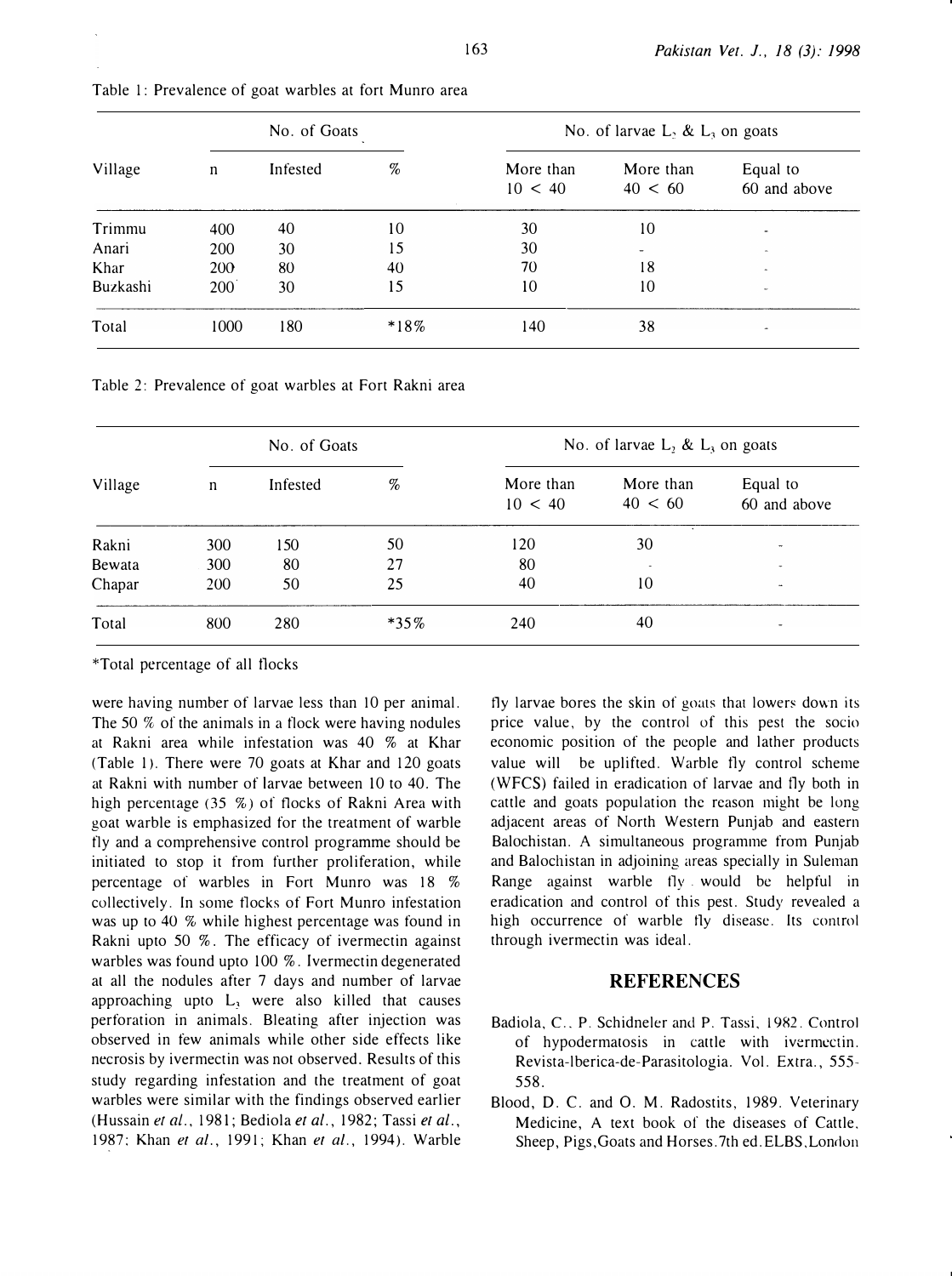Table 1: Prevalence of goat warbles at fort Munro area

| Village | No. of Goats | | | No. of larvae $L_2$ & $L_3$ on goats | | |
|---|---|---|---|---|---|---|
| | n | Infested | % | More than 10 < 40 | More than 40 < 60 | Equal to 60 and above |
| Trimmu | 400 | 40 | 10 | 30 | 10 | - |
| Anari | 200 | 30 | 15 | 30 | - | - |
| Khar | 200 | 80 | 40 | 70 | 18 | - |
| Buzkashi | 200 | 30 | 15 | 10 | 10 | - |
| Total | 1000 | 180 | *18% | 140 | 38 | - |

Table 2: Prevalence of goat warbles at Fort Rakni area

| Village | No. of Goats | | | No. of larvae $L_2$ & $L_3$ on goats | | |
|---|---|---|---|---|---|---|
| | n | Infested | % | More than 10 < 40 | More than 40 < 60 | Equal to 60 and above |
| Rakni | 300 | 150 | 50 | 120 | 30 | - |
| Bewata | 300 | 80 | 27 | 80 | - | - |
| Chapar | 200 | 50 | 25 | 40 | 10 | - |
| Total | 800 | 280 | *35% | 240 | 40 | - |

*Total percentage of all flocks

were having number of larvae less than 10 per animal. The 50 % of the animals in a flock were having nodules at Rakni area while infestation was 40 % at Khar (Table 1). There were 70 goats at Khar and 120 goats at Rakni with number of larvae between 10 to 40. The high percentage (35 %) of flocks of Rakni Area with goat warble is emphasized for the treatment of warble fly and a comprehensive control programme should be initiated to stop it from further proliferation, while percentage of warbles in Fort Munro was 18 % collectively. In some flocks of Fort Munro infestation was up to 40 % while highest percentage was found in Rakni upto 50 %. The efficacy of ivermectin against warbles was found upto 100 %. Ivermectin degenerated at all the nodules after 7 days and number of larvae approaching upto $L_3$ were also killed that causes perforation in animals. Bleating after injection was observed in few animals while other side effects like necrosis by ivermectin was not observed. Results of this study regarding infestation and the treatment of goat warbles were similar with the findings observed earlier (Hussain *et al.*, 1981; Bediola *et al.*, 1982; Tassi *et al.*, 1987; Khan *et al.*, 1991; Khan *et al.*, 1994). Warble fly larvae bores the skin of goats that lowers down its price value, by the control of this pest the socio economic position of the people and lather products value will be uplifted. Warble fly control scheme (WFCS) failed in eradication of larvae and fly both in cattle and goats population the reason might be long adjacent areas of North Western Punjab and eastern Balochistan. A simultaneous programme from Punjab and Balochistan in adjoining areas specially in Suleman Range against warble fly would be helpful in eradication and control of this pest. Study revealed a high occurrence of warble fly disease. Its control through ivermectin was ideal.

## REFERENCES

Badiola, C., P. Schidneler and P. Tassi, 1982. Control of hypodermatosis in cattle with ivermectin. Revista-Iberica-de-Parasitologia. Vol. Extra., 555-558.

Blood, D. C. and O. M. Radostits, 1989. Veterinary Medicine, A text book of the diseases of Cattle, Sheep, Pigs, Goats and Horses. 7th ed. ELBS, London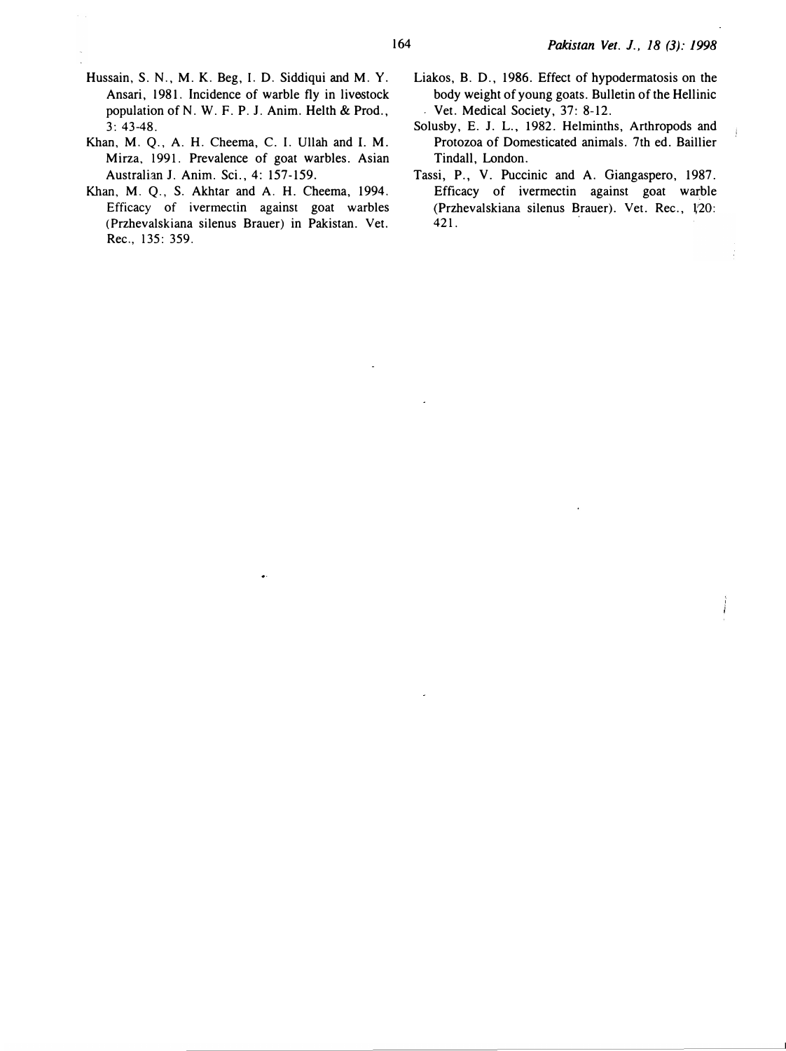Hussain, S. N., M. K. Beg, I. D. Siddiqui and M. Y. Ansari, 1981. Incidence of warble fly in livestock population of N. W. F. P. J. Anim. Helth & Prod., 3: 43-48.

Khan, M. Q., A. H. Cheema, C. I. Ullah and I. M. Mirza, 1991. Prevalence of goat warbles. Asian Australian J. Anim. Sci., 4: 157-159.

Khan, M. Q., S. Akhtar and A. H. Cheema, 1994. Efficacy of ivermectin against goat warbles (Przhevalskiana silenus Brauer) in Pakistan. Vet. Rec., 135: 359.

Liakos, B. D., 1986. Effect of hypodermatosis on the body weight of young goats. Bulletin of the Hellinic Vet. Medical Society, 37: 8-12.

Solusby, E. J. L., 1982. Helminths, Arthropods and Protozoa of Domesticated animals. 7th ed. Baillier Tindall, London.

Tassi, P., V. Puccinic and A. Giangaspero, 1987. Efficacy of ivermectin against goat warble (Przhevalskiana silenus Brauer). Vet. Rec., 120: 421.